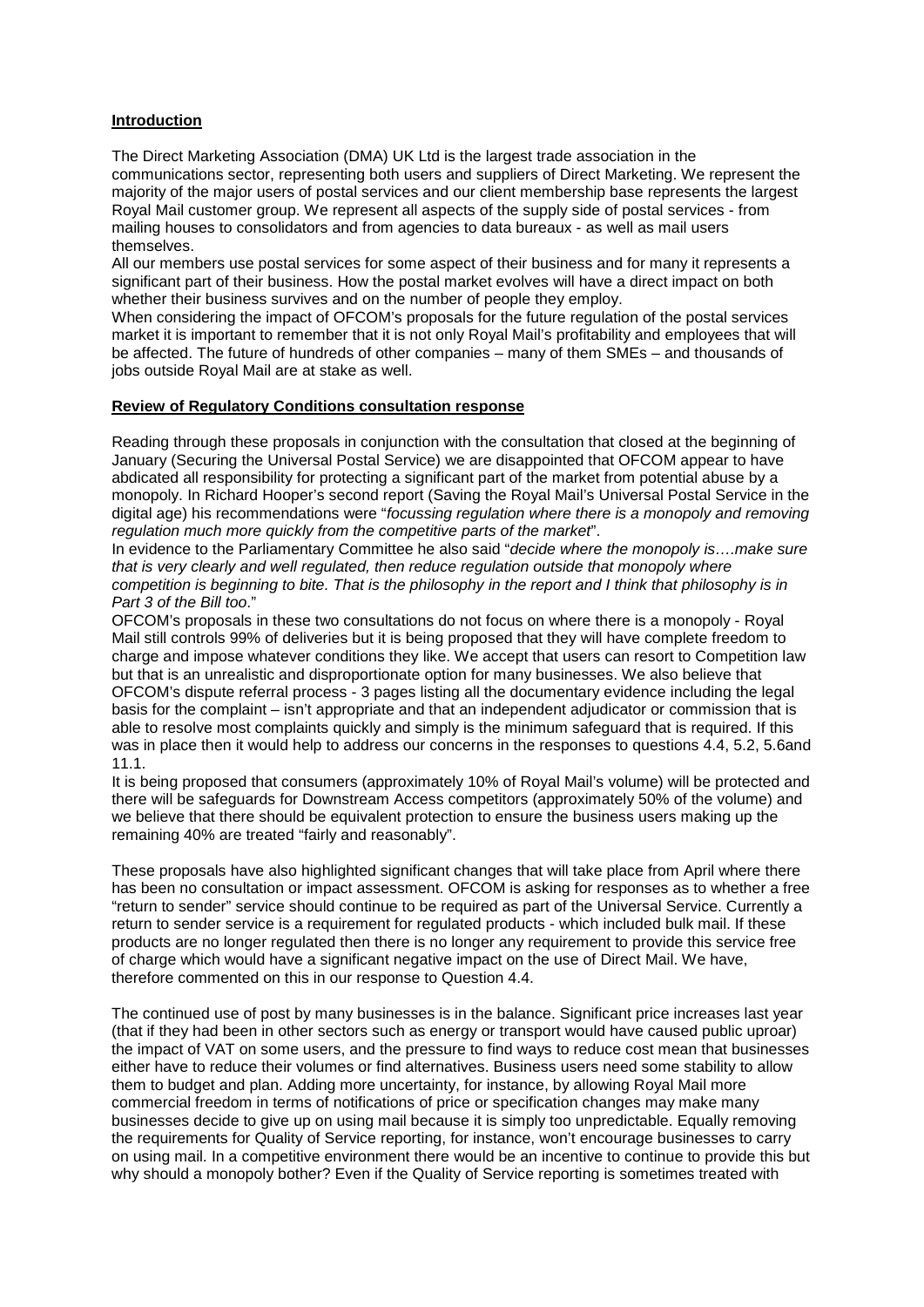## Introduction

The Direct Marketing Association (DMA) UK Ltd is the largest trade association in the communications sector, representing both users and suppliers of Direct Marketing. We represent the majority of the major users of postal services and our client membership base represents the largest Royal Mail customer group. We represent all aspects of the supply side of postal services - from mailing houses to consolidators and from agencies to data bureaux - as well as mail users themselves.

All our members use postal services for some aspect of their business and for many it represents a significant part of their business. How the postal market evolves will have a direct impact on both whether their business survives and on the number of people they employ.

When considering the impact of OFCOM's proposals for the future regulation of the postal services market it is important to remember that it is not only Royal Mail's profitability and employees that will be affected. The future of hundreds of other companies – many of them SMEs – and thousands of jobs outside Royal Mail are at stake as well.

## Review of Regulatory Conditions consultation response

Reading through these proposals in conjunction with the consultation that closed at the beginning of January (Securing the Universal Postal Service) we are disappointed that OFCOM appear to have abdicated all responsibility for protecting a significant part of the market from potential abuse by a monopoly. In Richard Hooper's second report (Saving the Royal Mail's Universal Postal Service in the digital age) his recommendations were "*focussing regulation where there is a monopoly and removing regulation much more quickly from the competitive parts of the market*".

In evidence to the Parliamentary Committee he also said "*decide where the monopoly is….make sure that is very clearly and well regulated, then reduce regulation outside that monopoly where competition is beginning to bite. That is the philosophy in the report and I think that philosophy is in Part 3 of the Bill too*."

OFCOM's proposals in these two consultations do not focus on where there is a monopoly - Royal Mail still controls 99% of deliveries but it is being proposed that they will have complete freedom to charge and impose whatever conditions they like. We accept that users can resort to Competition law but that is an unrealistic and disproportionate option for many businesses. We also believe that OFCOM's dispute referral process - 3 pages listing all the documentary evidence including the legal basis for the complaint – isn't appropriate and that an independent adjudicator or commission that is able to resolve most complaints quickly and simply is the minimum safeguard that is required. If this was in place then it would help to address our concerns in the responses to questions 4.4, 5.2, 5.6and 11.1.

It is being proposed that consumers (approximately 10% of Royal Mail's volume) will be protected and there will be safeguards for Downstream Access competitors (approximately 50% of the volume) and we believe that there should be equivalent protection to ensure the business users making up the remaining 40% are treated "fairly and reasonably".

These proposals have also highlighted significant changes that will take place from April where there has been no consultation or impact assessment. OFCOM is asking for responses as to whether a free "return to sender" service should continue to be required as part of the Universal Service. Currently a return to sender service is a requirement for regulated products - which included bulk mail. If these products are no longer regulated then there is no longer any requirement to provide this service free of charge which would have a significant negative impact on the use of Direct Mail. We have, therefore commented on this in our response to Question 4.4.

The continued use of post by many businesses is in the balance. Significant price increases last year (that if they had been in other sectors such as energy or transport would have caused public uproar) the impact of VAT on some users, and the pressure to find ways to reduce cost mean that businesses either have to reduce their volumes or find alternatives. Business users need some stability to allow them to budget and plan. Adding more uncertainty, for instance, by allowing Royal Mail more commercial freedom in terms of notifications of price or specification changes may make many businesses decide to give up on using mail because it is simply too unpredictable. Equally removing the requirements for Quality of Service reporting, for instance, won't encourage businesses to carry on using mail. In a competitive environment there would be an incentive to continue to provide this but why should a monopoly bother? Even if the Quality of Service reporting is sometimes treated with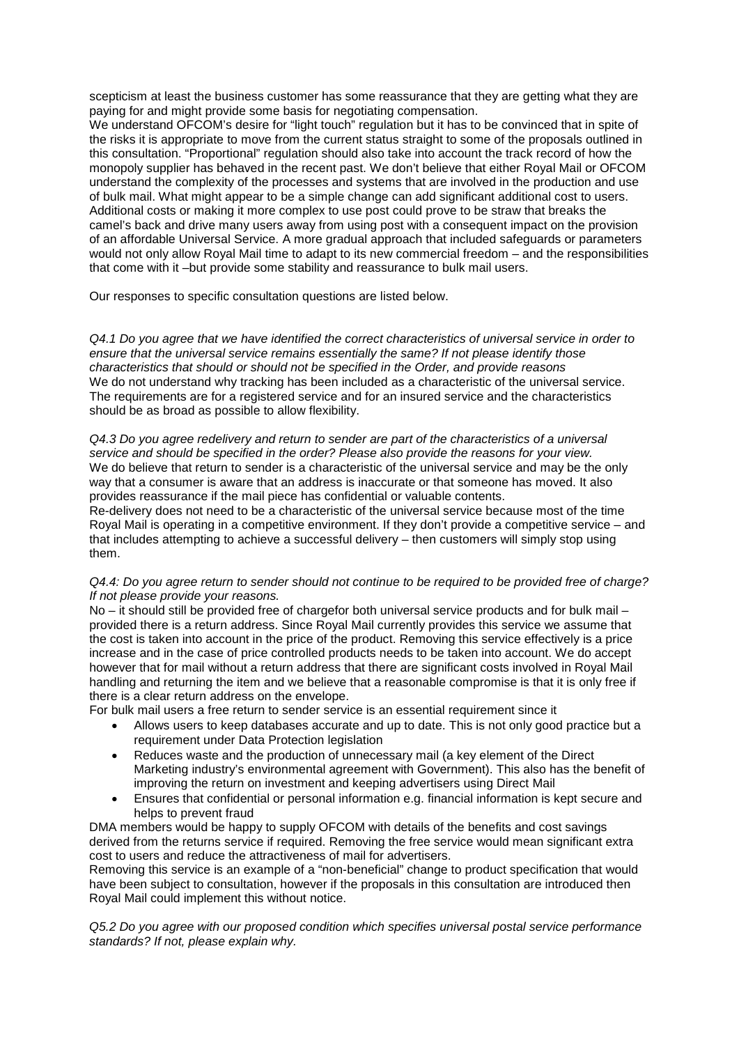scepticism at least the business customer has some reassurance that they are getting what they are paying for and might provide some basis for negotiating compensation.

We understand OFCOM's desire for "light touch" regulation but it has to be convinced that in spite of the risks it is appropriate to move from the current status straight to some of the proposals outlined in this consultation. "Proportional" regulation should also take into account the track record of how the monopoly supplier has behaved in the recent past. We don't believe that either Royal Mail or OFCOM understand the complexity of the processes and systems that are involved in the production and use of bulk mail. What might appear to be a simple change can add significant additional cost to users. Additional costs or making it more complex to use post could prove to be straw that breaks the camel's back and drive many users away from using post with a consequent impact on the provision of an affordable Universal Service. A more gradual approach that included safeguards or parameters would not only allow Royal Mail time to adapt to its new commercial freedom – and the responsibilities that come with it –but provide some stability and reassurance to bulk mail users.

Our responses to specific consultation questions are listed below.

*Q4.1 Do you agree that we have identified the correct characteristics of universal service in order to ensure that the universal service remains essentially the same? If not please identify those characteristics that should or should not be specified in the Order, and provide reasons*

We do not understand why tracking has been included as a characteristic of the universal service. The requirements are for a registered service and for an insured service and the characteristics should be as broad as possible to allow flexibility.

*Q4.3 Do you agree redelivery and return to sender are part of the characteristics of a universal service and should be specified in the order? Please also provide the reasons for your view.*

We do believe that return to sender is a characteristic of the universal service and may be the only way that a consumer is aware that an address is inaccurate or that someone has moved. It also provides reassurance if the mail piece has confidential or valuable contents.

Re-delivery does not need to be a characteristic of the universal service because most of the time Royal Mail is operating in a competitive environment. If they don't provide a competitive service – and that includes attempting to achieve a successful delivery – then customers will simply stop using them.

*Q4.4: Do you agree return to sender should not continue to be required to be provided free of charge? If not please provide your reasons.*

No – it should still be provided free of chargefor both universal service products and for bulk mail – provided there is a return address. Since Royal Mail currently provides this service we assume that the cost is taken into account in the price of the product. Removing this service effectively is a price increase and in the case of price controlled products needs to be taken into account. We do accept however that for mail without a return address that there are significant costs involved in Royal Mail handling and returning the item and we believe that a reasonable compromise is that it is only free if there is a clear return address on the envelope.

For bulk mail users a free return to sender service is an essential requirement since it

- Allows users to keep databases accurate and up to date. This is not only good practice but a requirement under Data Protection legislation
- Reduces waste and the production of unnecessary mail (a key element of the Direct Marketing industry's environmental agreement with Government). This also has the benefit of improving the return on investment and keeping advertisers using Direct Mail
- Ensures that confidential or personal information e.g. financial information is kept secure and helps to prevent fraud

DMA members would be happy to supply OFCOM with details of the benefits and cost savings derived from the returns service if required. Removing the free service would mean significant extra cost to users and reduce the attractiveness of mail for advertisers.

Removing this service is an example of a "non-beneficial" change to product specification that would have been subject to consultation, however if the proposals in this consultation are introduced then Royal Mail could implement this without notice.

*Q5.2 Do you agree with our proposed condition which specifies universal postal service performance standards? If not, please explain why.*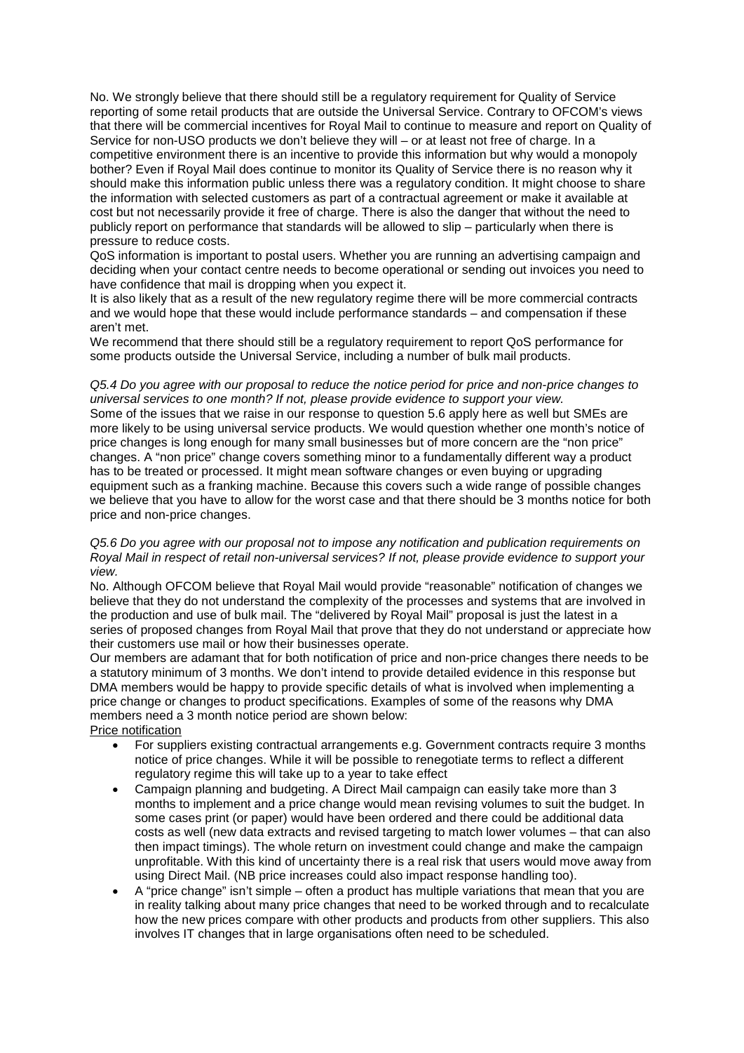No. We strongly believe that there should still be a regulatory requirement for Quality of Service reporting of some retail products that are outside the Universal Service. Contrary to OFCOM's views that there will be commercial incentives for Royal Mail to continue to measure and report on Quality of Service for non-USO products we don't believe they will – or at least not free of charge. In a competitive environment there is an incentive to provide this information but why would a monopoly bother? Even if Royal Mail does continue to monitor its Quality of Service there is no reason why it should make this information public unless there was a regulatory condition. It might choose to share the information with selected customers as part of a contractual agreement or make it available at cost but not necessarily provide it free of charge. There is also the danger that without the need to publicly report on performance that standards will be allowed to slip – particularly when there is pressure to reduce costs.

QoS information is important to postal users. Whether you are running an advertising campaign and deciding when your contact centre needs to become operational or sending out invoices you need to have confidence that mail is dropping when you expect it.

It is also likely that as a result of the new regulatory regime there will be more commercial contracts and we would hope that these would include performance standards – and compensation if these aren't met.

We recommend that there should still be a regulatory requirement to report QoS performance for some products outside the Universal Service, including a number of bulk mail products.

*Q5.4 Do you agree with our proposal to reduce the notice period for price and non-price changes to universal services to one month? If not, please provide evidence to support your view.*

Some of the issues that we raise in our response to question 5.6 apply here as well but SMEs are more likely to be using universal service products. We would question whether one month's notice of price changes is long enough for many small businesses but of more concern are the "non price" changes. A "non price" change covers something minor to a fundamentally different way a product has to be treated or processed. It might mean software changes or even buying or upgrading equipment such as a franking machine. Because this covers such a wide range of possible changes we believe that you have to allow for the worst case and that there should be 3 months notice for both price and non-price changes.

*Q5.6 Do you agree with our proposal not to impose any notification and publication requirements on Royal Mail in respect of retail non-universal services? If not, please provide evidence to support your view.*

No. Although OFCOM believe that Royal Mail would provide "reasonable" notification of changes we believe that they do not understand the complexity of the processes and systems that are involved in the production and use of bulk mail. The "delivered by Royal Mail" proposal is just the latest in a series of proposed changes from Royal Mail that prove that they do not understand or appreciate how their customers use mail or how their businesses operate.

Our members are adamant that for both notification of price and non-price changes there needs to be a statutory minimum of 3 months. We don't intend to provide detailed evidence in this response but DMA members would be happy to provide specific details of what is involved when implementing a price change or changes to product specifications. Examples of some of the reasons why DMA members need a 3 month notice period are shown below:

<u>Price notification</u>

- For suppliers existing contractual arrangements e.g. Government contracts require 3 months notice of price changes. While it will be possible to renegotiate terms to reflect a different regulatory regime this will take up to a year to take effect
- Campaign planning and budgeting. A Direct Mail campaign can easily take more than 3 months to implement and a price change would mean revising volumes to suit the budget. In some cases print (or paper) would have been ordered and there could be additional data costs as well (new data extracts and revised targeting to match lower volumes – that can also then impact timings). The whole return on investment could change and make the campaign unprofitable. With this kind of uncertainty there is a real risk that users would move away from using Direct Mail. (NB price increases could also impact response handling too).
- A "price change" isn't simple – often a product has multiple variations that mean that you are in reality talking about many price changes that need to be worked through and to recalculate how the new prices compare with other products and products from other suppliers. This also involves IT changes that in large organisations often need to be scheduled.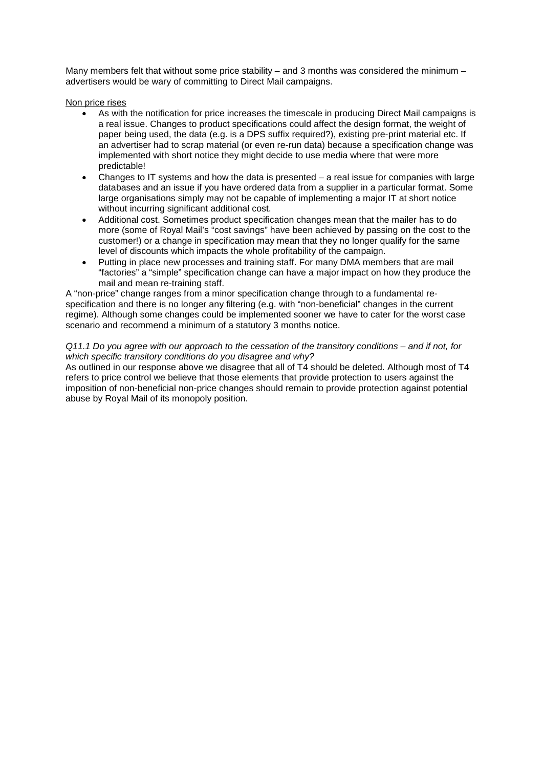Many members felt that without some price stability – and 3 months was considered the minimum – advertisers would be wary of committing to Direct Mail campaigns.

Non price rises

- As with the notification for price increases the timescale in producing Direct Mail campaigns is a real issue. Changes to product specifications could affect the design format, the weight of paper being used, the data (e.g. is a DPS suffix required?), existing pre-print material etc. If an advertiser had to scrap material (or even re-run data) because a specification change was implemented with short notice they might decide to use media where that were more predictable!
- Changes to IT systems and how the data is presented – a real issue for companies with large databases and an issue if you have ordered data from a supplier in a particular format. Some large organisations simply may not be capable of implementing a major IT at short notice without incurring significant additional cost.
- Additional cost. Sometimes product specification changes mean that the mailer has to do more (some of Royal Mail's "cost savings" have been achieved by passing on the cost to the customer!) or a change in specification may mean that they no longer qualify for the same level of discounts which impacts the whole profitability of the campaign.
- Putting in place new processes and training staff. For many DMA members that are mail "factories" a "simple" specification change can have a major impact on how they produce the mail and mean re-training staff.

A "non-price" change ranges from a minor specification change through to a fundamental re-specification and there is no longer any filtering (e.g. with "non-beneficial" changes in the current regime). Although some changes could be implemented sooner we have to cater for the worst case scenario and recommend a minimum of a statutory 3 months notice.

*Q11.1 Do you agree with our approach to the cessation of the transitory conditions – and if not, for which specific transitory conditions do you disagree and why?*

As outlined in our response above we disagree that all of T4 should be deleted. Although most of T4 refers to price control we believe that those elements that provide protection to users against the imposition of non-beneficial non-price changes should remain to provide protection against potential abuse by Royal Mail of its monopoly position.